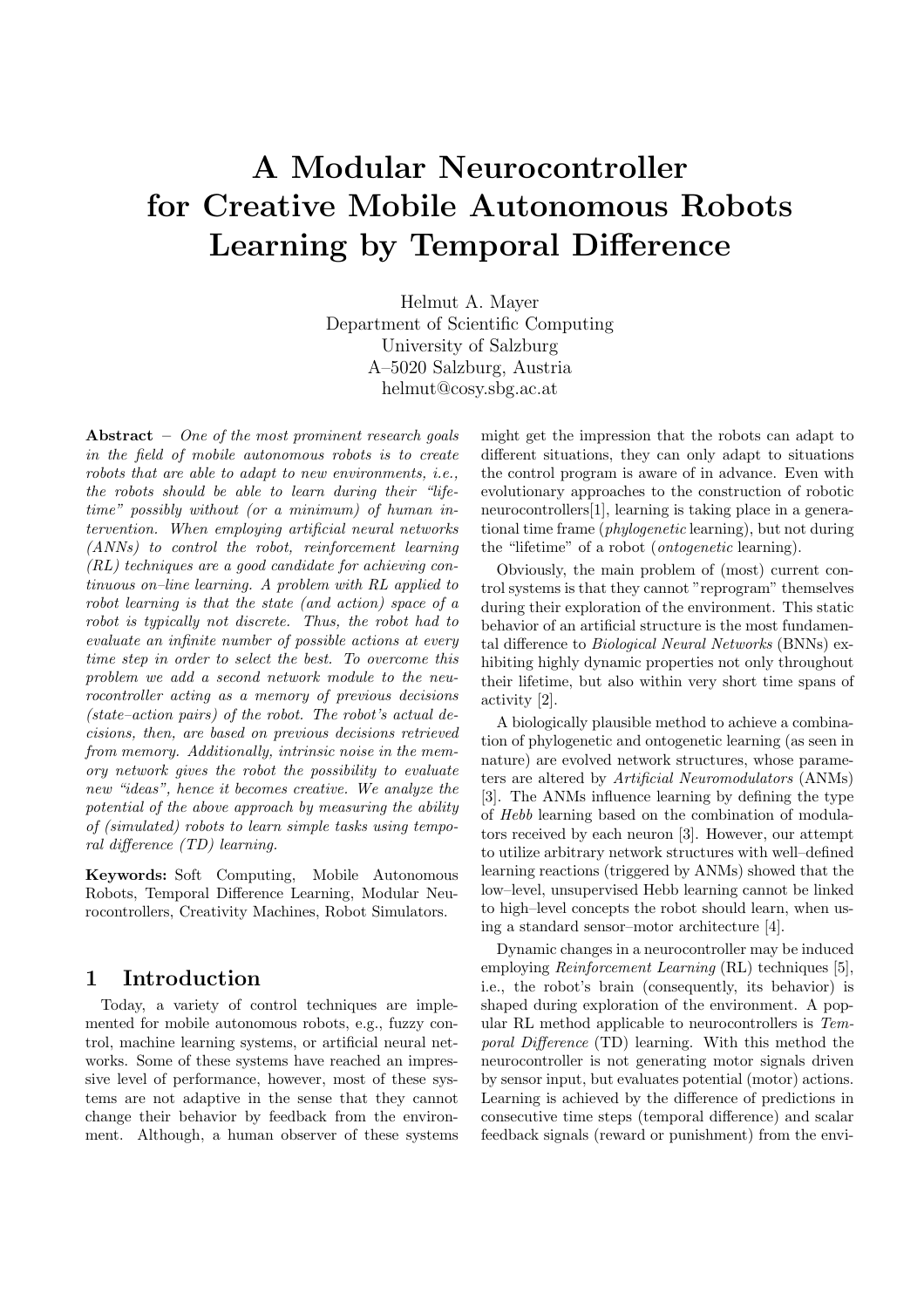# A Modular Neurocontroller for Creative Mobile Autonomous Robots Learning by Temporal Difference

Helmut A. Mayer
Department of Scientific Computing
University of Salzburg
A–5020 Salzburg, Austria
helmut@cosy.sbg.ac.at

**Abstract** – *One of the most prominent research goals in the field of mobile autonomous robots is to create robots that are able to adapt to new environments, i.e., the robots should be able to learn during their "lifetime" possibly without (or a minimum) of human intervention. When employing artificial neural networks (ANNs) to control the robot, reinforcement learning (RL) techniques are a good candidate for achieving continuous on–line learning. A problem with RL applied to robot learning is that the state (and action) space of a robot is typically not discrete. Thus, the robot had to evaluate an infinite number of possible actions at every time step in order to select the best. To overcome this problem we add a second network module to the neurocontroller acting as a memory of previous decisions (state–action pairs) of the robot. The robot's actual decisions, then, are based on previous decisions retrieved from memory. Additionally, intrinsic noise in the memory network gives the robot the possibility to evaluate new "ideas", hence it becomes creative. We analyze the potential of the above approach by measuring the ability of (simulated) robots to learn simple tasks using temporal difference (TD) learning.*

**Keywords:** Soft Computing, Mobile Autonomous Robots, Temporal Difference Learning, Modular Neurocontrollers, Creativity Machines, Robot Simulators.

## 1 Introduction

Today, a variety of control techniques are implemented for mobile autonomous robots, e.g., fuzzy control, machine learning systems, or artificial neural networks. Some of these systems have reached an impressive level of performance, however, most of these systems are not adaptive in the sense that they cannot change their behavior by feedback from the environment. Although, a human observer of these systems might get the impression that the robots can adapt to different situations, they can only adapt to situations the control program is aware of in advance. Even with evolutionary approaches to the construction of robotic neurocontrollers[1], learning is taking place in a generational time frame (*phylogenetic* learning), but not during the "lifetime" of a robot (*ontogenetic* learning).

Obviously, the main problem of (most) current control systems is that they cannot "reprogram" themselves during their exploration of the environment. This static behavior of an artificial structure is the most fundamental difference to *Biological Neural Networks* (BNNs) exhibiting highly dynamic properties not only throughout their lifetime, but also within very short time spans of activity [2].

A biologically plausible method to achieve a combination of phylogenetic and ontogenetic learning (as seen in nature) are evolved network structures, whose parameters are altered by *Artificial Neuromodulators* (ANMs) [3]. The ANMs influence learning by defining the type of *Hebb* learning based on the combination of modulators received by each neuron [3]. However, our attempt to utilize arbitrary network structures with well–defined learning reactions (triggered by ANMs) showed that the low–level, unsupervised Hebb learning cannot be linked to high–level concepts the robot should learn, when using a standard sensor–motor architecture [4].

Dynamic changes in a neurocontroller may be induced employing *Reinforcement Learning* (RL) techniques [5], i.e., the robot's brain (consequently, its behavior) is shaped during exploration of the environment. A popular RL method applicable to neurocontrollers is *Temporal Difference* (TD) learning. With this method the neurocontroller is not generating motor signals driven by sensor input, but evaluates potential (motor) actions. Learning is achieved by the difference of predictions in consecutive time steps (temporal difference) and scalar feedback signals (reward or punishment) from the envi-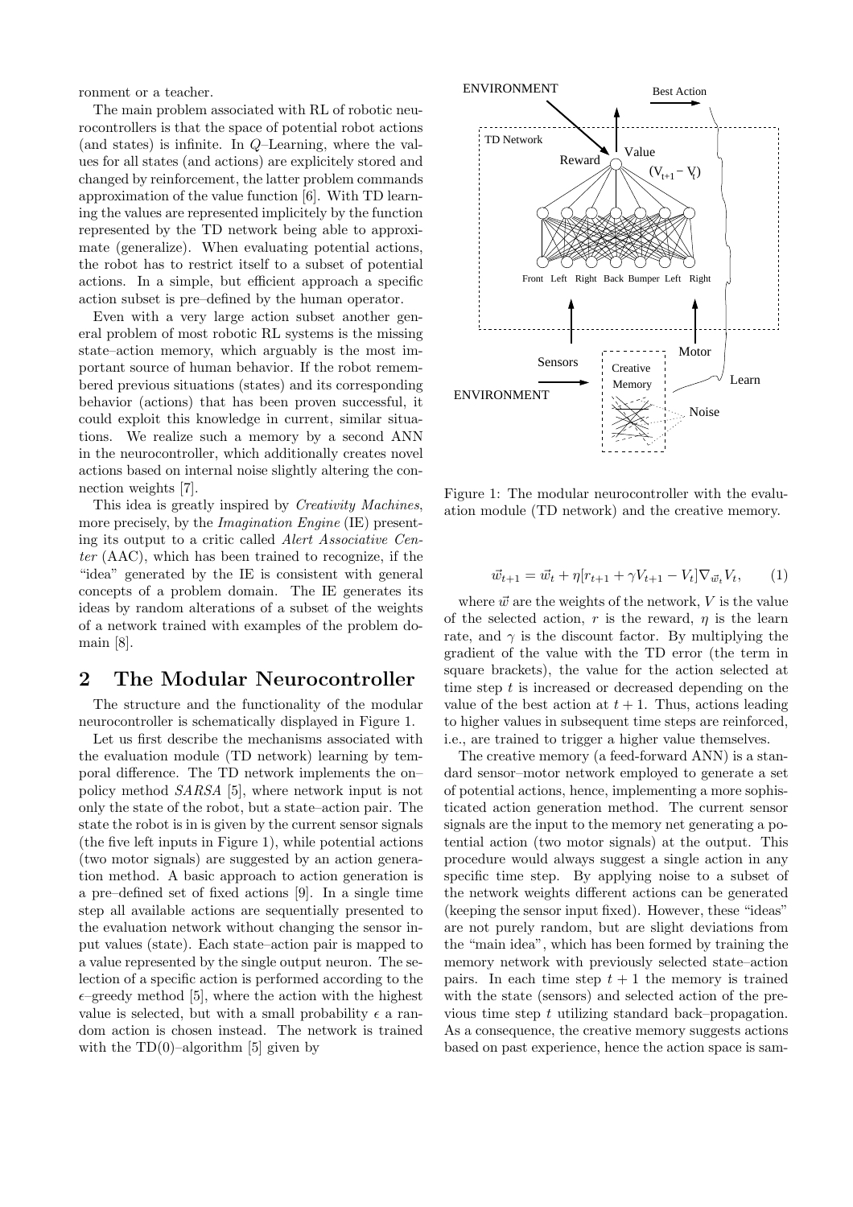ronment or a teacher.

The main problem associated with RL of robotic neurocontrollers is that the space of potential robot actions (and states) is infinite. In $Q$–Learning, where the values for all states (and actions) are explicitely stored and changed by reinforcement, the latter problem commands approximation of the value function [6]. With TD learning the values are represented implicitely by the function represented by the TD network being able to approximate (generalize). When evaluating potential actions, the robot has to restrict itself to a subset of potential actions. In a simple, but efficient approach a specific action subset is pre–defined by the human operator.

Even with a very large action subset another general problem of most robotic RL systems is the missing state–action memory, which arguably is the most important source of human behavior. If the robot remembered previous situations (states) and its corresponding behavior (actions) that has been proven successful, it could exploit this knowledge in current, similar situations. We realize such a memory by a second ANN in the neurocontroller, which additionally creates novel actions based on internal noise slightly altering the connection weights [7].

This idea is greatly inspired by *Creativity Machines*, more precisely, by the *Imagination Engine* (IE) presenting its output to a critic called *Alert Associative Center* (AAC), which has been trained to recognize, if the "idea" generated by the IE is consistent with general concepts of a problem domain. The IE generates its ideas by random alterations of a subset of the weights of a network trained with examples of the problem domain [8].

## 2 The Modular Neurocontroller

The structure and the functionality of the modular neurocontroller is schematically displayed in Figure 1.

Let us first describe the mechanisms associated with the evaluation module (TD network) learning by temporal difference. The TD network implements the on–policy method *SARSA* [5], where network input is not only the state of the robot, but a state–action pair. The state the robot is in is given by the current sensor signals (the five left inputs in Figure 1), while potential actions (two motor signals) are suggested by an action generation method. A basic approach to action generation is a pre–defined set of fixed actions [9]. In a single time step all available actions are sequentially presented to the evaluation network without changing the sensor input values (state). Each state–action pair is mapped to a value represented by the single output neuron. The selection of a specific action is performed according to the $\epsilon$–greedy method [5], where the action with the highest value is selected, but with a small probability $\epsilon$ a random action is chosen instead. The network is trained with the TD(0)–algorithm [5] given by

Figure 1: The modular neurocontroller with the evaluation module (TD network) and the creative memory.

$$\vec{w}_{t+1} = \vec{w}_t + \eta[r_{t+1} + \gamma V_{t+1} - V_t]\nabla_{\vec{w}_t} V_t, \qquad (1)$$

where $\vec{w}$ are the weights of the network, $V$ is the value of the selected action, $r$ is the reward, $\eta$ is the learn rate, and $\gamma$ is the discount factor. By multiplying the gradient of the value with the TD error (the term in square brackets), the value for the action selected at time step $t$ is increased or decreased depending on the value of the best action at $t+1$. Thus, actions leading to higher values in subsequent time steps are reinforced, i.e., are trained to trigger a higher value themselves.

The creative memory (a feed-forward ANN) is a standard sensor–motor network employed to generate a set of potential actions, hence, implementing a more sophisticated action generation method. The current sensor signals are the input to the memory net generating a potential action (two motor signals) at the output. This procedure would always suggest a single action in any specific time step. By applying noise to a subset of the network weights different actions can be generated (keeping the sensor input fixed). However, these "ideas" are not purely random, but are slight deviations from the "main idea", which has been formed by training the memory network with previously selected state–action pairs. In each time step $t+1$ the memory is trained with the state (sensors) and selected action of the previous time step $t$ utilizing standard back–propagation. As a consequence, the creative memory suggests actions based on past experience, hence the action space is sam-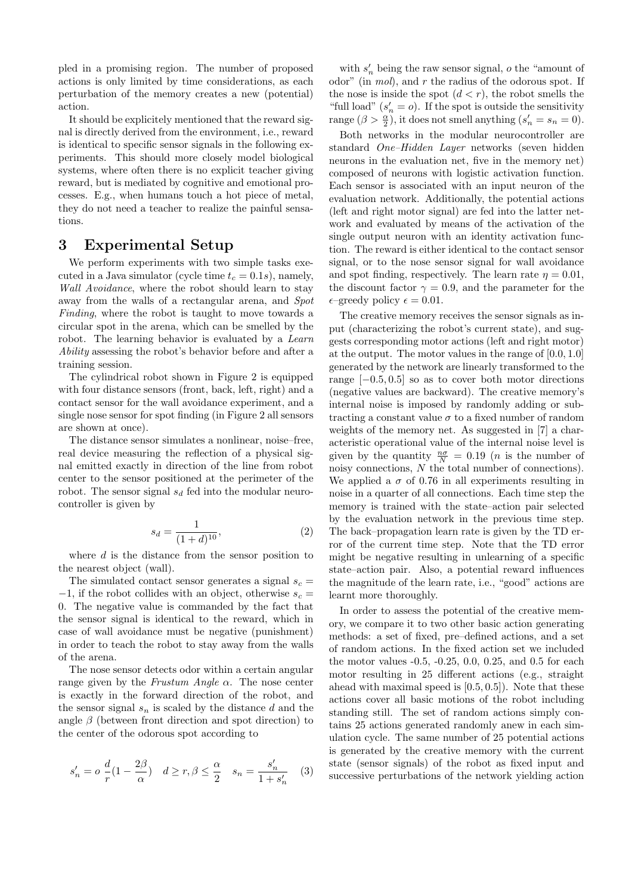pled in a promising region. The number of proposed actions is only limited by time considerations, as each perturbation of the memory creates a new (potential) action.

It should be explicitely mentioned that the reward signal is directly derived from the environment, i.e., reward is identical to specific sensor signals in the following experiments. This should more closely model biological systems, where often there is no explicit teacher giving reward, but is mediated by cognitive and emotional processes. E.g., when humans touch a hot piece of metal, they do not need a teacher to realize the painful sensations.

## 3 Experimental Setup

We perform experiments with two simple tasks executed in a Java simulator (cycle time $t_c = 0.1s$), namely, *Wall Avoidance*, where the robot should learn to stay away from the walls of a rectangular arena, and *Spot Finding*, where the robot is taught to move towards a circular spot in the arena, which can be smelled by the robot. The learning behavior is evaluated by a *Learn Ability* assessing the robot's behavior before and after a training session.

The cylindrical robot shown in Figure 2 is equipped with four distance sensors (front, back, left, right) and a contact sensor for the wall avoidance experiment, and a single nose sensor for spot finding (in Figure 2 all sensors are shown at once).

The distance sensor simulates a nonlinear, noise–free, real device measuring the reflection of a physical signal emitted exactly in direction of the line from robot center to the sensor positioned at the perimeter of the robot. The sensor signal $s_d$ fed into the modular neurocontroller is given by

$$s_d = \frac{1}{(1+d)^{10}}, \tag{2}$$

where $d$ is the distance from the sensor position to the nearest object (wall).

The simulated contact sensor generates a signal $s_c = -1$, if the robot collides with an object, otherwise $s_c = 0$. The negative value is commanded by the fact that the sensor signal is identical to the reward, which in case of wall avoidance must be negative (punishment) in order to teach the robot to stay away from the walls of the arena.

The nose sensor detects odor within a certain angular range given by the *Frustum Angle* $\alpha$. The nose center is exactly in the forward direction of the robot, and the sensor signal $s_n$ is scaled by the distance $d$ and the angle $\beta$ (between front direction and spot direction) to the center of the odorous spot according to

$$s'_n = o\,\frac{d}{r}\left(1 - \frac{2\beta}{\alpha}\right) \quad d \geq r, \beta \leq \frac{\alpha}{2} \quad s_n = \frac{s'_n}{1+s'_n} \tag{3}$$

with $s'_n$ being the raw sensor signal, $o$ the "amount of odor" (in *mol*), and $r$ the radius of the odorous spot. If the nose is inside the spot ($d < r$), the robot smells the "full load" ($s'_n = o$). If the spot is outside the sensitivity range ($\beta > \frac{\alpha}{2}$), it does not smell anything ($s'_n = s_n = 0$).

Both networks in the modular neurocontroller are standard *One–Hidden Layer* networks (seven hidden neurons in the evaluation net, five in the memory net) composed of neurons with logistic activation function. Each sensor is associated with an input neuron of the evaluation network. Additionally, the potential actions (left and right motor signal) are fed into the latter network and evaluated by means of the activation of the single output neuron with an identity activation function. The reward is either identical to the contact sensor signal, or to the nose sensor signal for wall avoidance and spot finding, respectively. The learn rate $\eta = 0.01$, the discount factor $\gamma = 0.9$, and the parameter for the $\epsilon$–greedy policy $\epsilon = 0.01$.

The creative memory receives the sensor signals as input (characterizing the robot's current state), and suggests corresponding motor actions (left and right motor) at the output. The motor values in the range of $[0.0, 1.0]$ generated by the network are linearly transformed to the range $[-0.5, 0.5]$ so as to cover both motor directions (negative values are backward). The creative memory's internal noise is imposed by randomly adding or subtracting a constant value $\sigma$ to a fixed number of random weights of the memory net. As suggested in [7] a characteristic operational value of the internal noise level is given by the quantity $\frac{n\sigma}{N} = 0.19$ ($n$ is the number of noisy connections, $N$ the total number of connections). We applied a $\sigma$ of 0.76 in all experiments resulting in noise in a quarter of all connections. Each time step the memory is trained with the state–action pair selected by the evaluation network in the previous time step. The back–propagation learn rate is given by the TD error of the current time step. Note that the TD error might be negative resulting in unlearning of a specific state–action pair. Also, a potential reward influences the magnitude of the learn rate, i.e., "good" actions are learnt more thoroughly.

In order to assess the potential of the creative memory, we compare it to two other basic action generating methods: a set of fixed, pre–defined actions, and a set of random actions. In the fixed action set we included the motor values -0.5, -0.25, 0.0, 0.25, and 0.5 for each motor resulting in 25 different actions (e.g., straight ahead with maximal speed is $[0.5, 0.5]$). Note that these actions cover all basic motions of the robot including standing still. The set of random actions simply contains 25 actions generated randomly anew in each simulation cycle. The same number of 25 potential actions is generated by the creative memory with the current state (sensor signals) of the robot as fixed input and successive perturbations of the network yielding action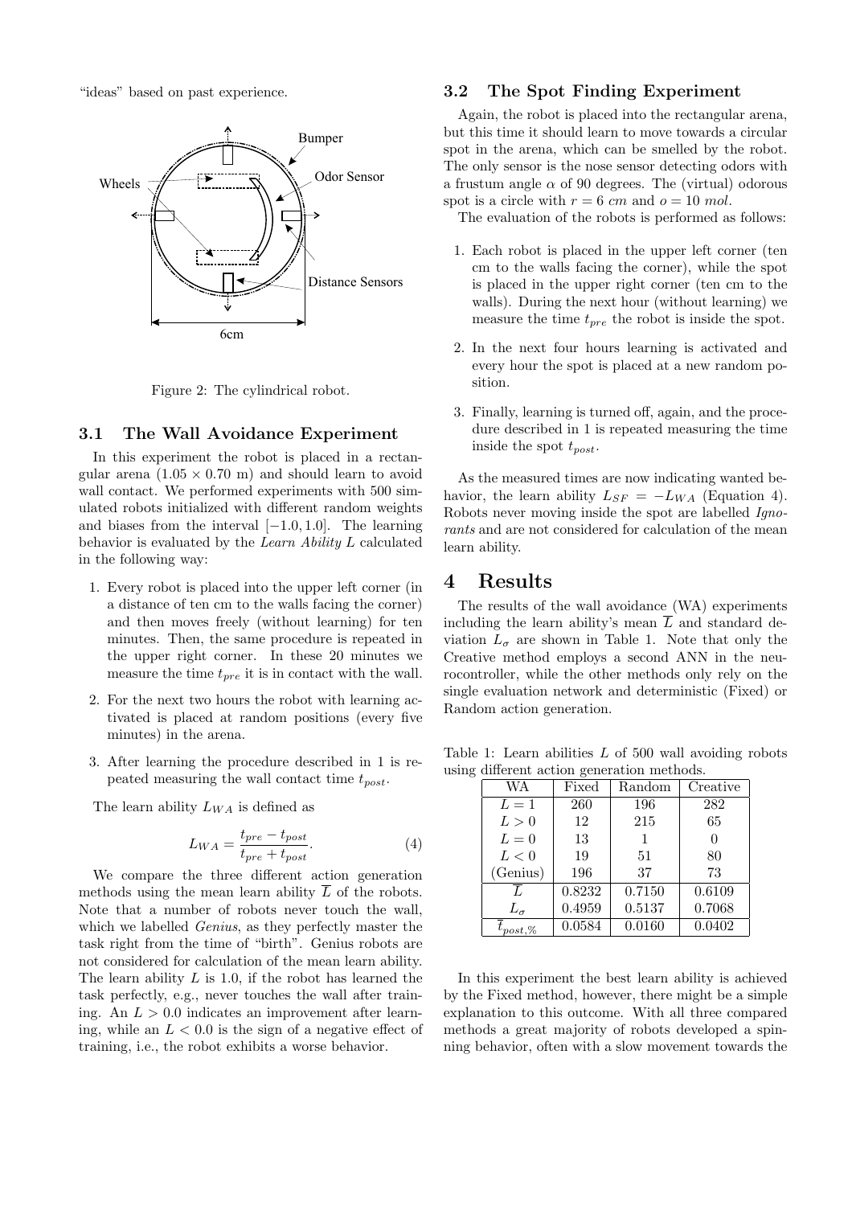"ideas" based on past experience.

Figure 2: The cylindrical robot.

### 3.1 The Wall Avoidance Experiment

In this experiment the robot is placed in a rectangular arena ($1.05 \times 0.70$ m) and should learn to avoid wall contact. We performed experiments with 500 simulated robots initialized with different random weights and biases from the interval $[-1.0, 1.0]$. The learning behavior is evaluated by the *Learn Ability* $L$ calculated in the following way:

1. Every robot is placed into the upper left corner (in a distance of ten cm to the walls facing the corner) and then moves freely (without learning) for ten minutes. Then, the same procedure is repeated in the upper right corner. In these 20 minutes we measure the time $t_{pre}$ it is in contact with the wall.
2. For the next two hours the robot with learning activated is placed at random positions (every five minutes) in the arena.
3. After learning the procedure described in 1 is repeated measuring the wall contact time $t_{post}$.

The learn ability $L_{WA}$ is defined as

$$L_{WA} = \frac{t_{pre} - t_{post}}{t_{pre} + t_{post}}. \tag{4}$$

We compare the three different action generation methods using the mean learn ability $\overline{L}$ of the robots. Note that a number of robots never touch the wall, which we labelled *Genius*, as they perfectly master the task right from the time of "birth". Genius robots are not considered for calculation of the mean learn ability. The learn ability $L$ is 1.0, if the robot has learned the task perfectly, e.g., never touches the wall after training. An $L > 0.0$ indicates an improvement after learning, while an $L < 0.0$ is the sign of a negative effect of training, i.e., the robot exhibits a worse behavior.

### 3.2 The Spot Finding Experiment

Again, the robot is placed into the rectangular arena, but this time it should learn to move towards a circular spot in the arena, which can be smelled by the robot. The only sensor is the nose sensor detecting odors with a frustum angle $\alpha$ of 90 degrees. The (virtual) odorous spot is a circle with $r = 6$ *cm* and $o = 10$ *mol*.

The evaluation of the robots is performed as follows:

1. Each robot is placed in the upper left corner (ten cm to the walls facing the corner), while the spot is placed in the upper right corner (ten cm to the walls). During the next hour (without learning) we measure the time $t_{pre}$ the robot is inside the spot.
2. In the next four hours learning is activated and every hour the spot is placed at a new random position.
3. Finally, learning is turned off, again, and the procedure described in 1 is repeated measuring the time inside the spot $t_{post}$.

As the measured times are now indicating wanted behavior, the learn ability $L_{SF} = -L_{WA}$ (Equation 4). Robots never moving inside the spot are labelled *Ignorants* and are not considered for calculation of the mean learn ability.

## 4 Results

The results of the wall avoidance (WA) experiments including the learn ability's mean $\overline{L}$ and standard deviation $L_\sigma$ are shown in Table 1. Note that only the Creative method employs a second ANN in the neurocontroller, while the other methods only rely on the single evaluation network and deterministic (Fixed) or Random action generation.

Table 1: Learn abilities $L$ of 500 wall avoiding robots using different action generation methods.

| WA | Fixed | Random | Creative |
|---|---|---|---|
| $L = 1$ | 260 | 196 | 282 |
| $L > 0$ | 12 | 215 | 65 |
| $L = 0$ | 13 | 1 | 0 |
| $L < 0$ | 19 | 51 | 80 |
| (Genius) | 196 | 37 | 73 |
| $\overline{L}$ | 0.8232 | 0.7150 | 0.6109 |
| $L_\sigma$ | 0.4959 | 0.5137 | 0.7068 |
| $\overline{t}_{post,\%}$ | 0.0584 | 0.0160 | 0.0402 |

In this experiment the best learn ability is achieved by the Fixed method, however, there might be a simple explanation to this outcome. With all three compared methods a great majority of robots developed a spinning behavior, often with a slow movement towards the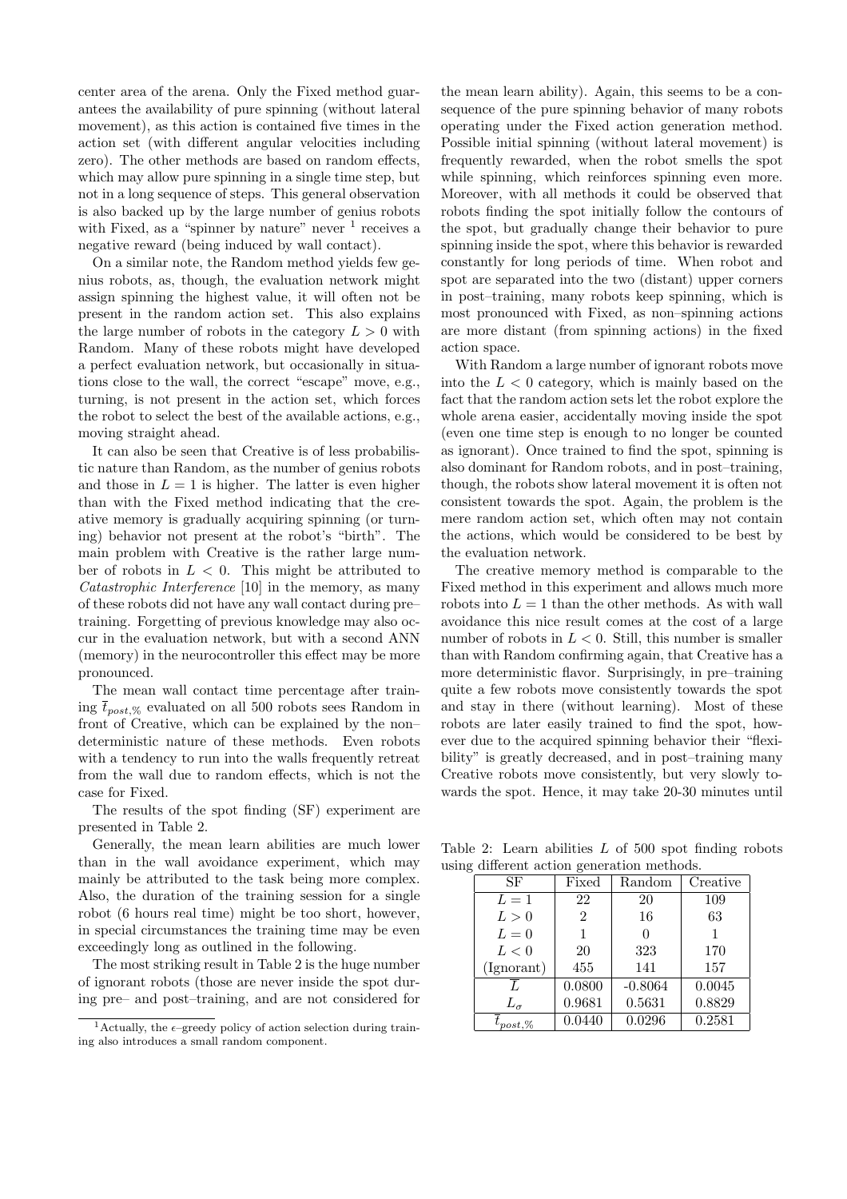center area of the arena. Only the Fixed method guarantees the availability of pure spinning (without lateral movement), as this action is contained five times in the action set (with different angular velocities including zero). The other methods are based on random effects, which may allow pure spinning in a single time step, but not in a long sequence of steps. This general observation is also backed up by the large number of genius robots with Fixed, as a "spinner by nature" never [1] receives a negative reward (being induced by wall contact).

On a similar note, the Random method yields few genius robots, as, though, the evaluation network might assign spinning the highest value, it will often not be present in the random action set. This also explains the large number of robots in the category $L > 0$ with Random. Many of these robots might have developed a perfect evaluation network, but occasionally in situations close to the wall, the correct "escape" move, e.g., turning, is not present in the action set, which forces the robot to select the best of the available actions, e.g., moving straight ahead.

It can also be seen that Creative is of less probabilistic nature than Random, as the number of genius robots and those in $L = 1$ is higher. The latter is even higher than with the Fixed method indicating that the creative memory is gradually acquiring spinning (or turning) behavior not present at the robot's "birth". The main problem with Creative is the rather large number of robots in $L < 0$. This might be attributed to *Catastrophic Interference* [10] in the memory, as many of these robots did not have any wall contact during pre–training. Forgetting of previous knowledge may also occur in the evaluation network, but with a second ANN (memory) in the neurocontroller this effect may be more pronounced.

The mean wall contact time percentage after training $\bar{t}_{post,\%}$ evaluated on all 500 robots sees Random in front of Creative, which can be explained by the non–deterministic nature of these methods. Even robots with a tendency to run into the walls frequently retreat from the wall due to random effects, which is not the case for Fixed.

The results of the spot finding (SF) experiment are presented in Table 2.

Generally, the mean learn abilities are much lower than in the wall avoidance experiment, which may mainly be attributed to the task being more complex. Also, the duration of the training session for a single robot (6 hours real time) might be too short, however, in special circumstances the training time may be even exceedingly long as outlined in the following.

The most striking result in Table 2 is the huge number of ignorant robots (those are never inside the spot during pre– and post–training, and are not considered for the mean learn ability). Again, this seems to be a consequence of the pure spinning behavior of many robots operating under the Fixed action generation method. Possible initial spinning (without lateral movement) is frequently rewarded, when the robot smells the spot while spinning, which reinforces spinning even more. Moreover, with all methods it could be observed that robots finding the spot initially follow the contours of the spot, but gradually change their behavior to pure spinning inside the spot, where this behavior is rewarded constantly for long periods of time. When robot and spot are separated into the two (distant) upper corners in post–training, many robots keep spinning, which is most pronounced with Fixed, as non–spinning actions are more distant (from spinning actions) in the fixed action space.

With Random a large number of ignorant robots move into the $L < 0$ category, which is mainly based on the fact that the random action sets let the robot explore the whole arena easier, accidentally moving inside the spot (even one time step is enough to no longer be counted as ignorant). Once trained to find the spot, spinning is also dominant for Random robots, and in post–training, though, the robots show lateral movement it is often not consistent towards the spot. Again, the problem is the mere random action set, which often may not contain the actions, which would be considered to be best by the evaluation network.

The creative memory method is comparable to the Fixed method in this experiment and allows much more robots into $L = 1$ than the other methods. As with wall avoidance this nice result comes at the cost of a large number of robots in $L < 0$. Still, this number is smaller than with Random confirming again, that Creative has a more deterministic flavor. Surprisingly, in pre–training quite a few robots move consistently towards the spot and stay in there (without learning). Most of these robots are later easily trained to find the spot, however due to the acquired spinning behavior their "flexibility" is greatly decreased, and in post–training many Creative robots move consistently, but very slowly towards the spot. Hence, it may take 20-30 minutes until

Table 2: Learn abilities $L$ of 500 spot finding robots using different action generation methods.

| SF | Fixed | Random | Creative |
|---|---|---|---|
| $L = 1$ | 22 | 20 | 109 |
| $L > 0$ | 2 | 16 | 63 |
| $L = 0$ | 1 | 0 | 1 |
| $L < 0$ | 20 | 323 | 170 |
| (Ignorant) | 455 | 141 | 157 |
| $\overline{L}$ | 0.0800 | -0.8064 | 0.0045 |
| $L_\sigma$ | 0.9681 | 0.5631 | 0.8829 |
| $\bar{t}_{post,\%}$ | 0.0440 | 0.0296 | 0.2581 |

[1] Actually, the $\epsilon$–greedy policy of action selection during training also introduces a small random component.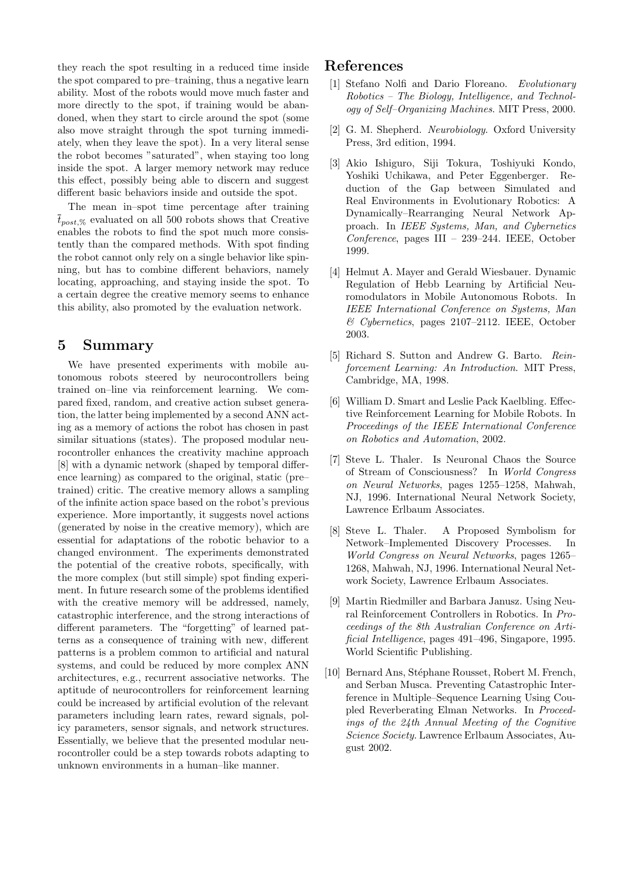they reach the spot resulting in a reduced time inside the spot compared to pre–training, thus a negative learn ability. Most of the robots would move much faster and more directly to the spot, if training would be abandoned, when they start to circle around the spot (some also move straight through the spot turning immediately, when they leave the spot). In a very literal sense the robot becomes "saturated", when staying too long inside the spot. A larger memory network may reduce this effect, possibly being able to discern and suggest different basic behaviors inside and outside the spot.

The mean in–spot time percentage after training $\bar{t}_{post,\%}$ evaluated on all 500 robots shows that Creative enables the robots to find the spot much more consistently than the compared methods. With spot finding the robot cannot only rely on a single behavior like spinning, but has to combine different behaviors, namely locating, approaching, and staying inside the spot. To a certain degree the creative memory seems to enhance this ability, also promoted by the evaluation network.

## 5 Summary

We have presented experiments with mobile autonomous robots steered by neurocontrollers being trained on–line via reinforcement learning. We compared fixed, random, and creative action subset generation, the latter being implemented by a second ANN acting as a memory of actions the robot has chosen in past similar situations (states). The proposed modular neurocontroller enhances the creativity machine approach [8] with a dynamic network (shaped by temporal difference learning) as compared to the original, static (pre–trained) critic. The creative memory allows a sampling of the infinite action space based on the robot's previous experience. More importantly, it suggests novel actions (generated by noise in the creative memory), which are essential for adaptations of the robotic behavior to a changed environment. The experiments demonstrated the potential of the creative robots, specifically, with the more complex (but still simple) spot finding experiment. In future research some of the problems identified with the creative memory will be addressed, namely, catastrophic interference, and the strong interactions of different parameters. The "forgetting" of learned patterns as a consequence of training with new, different patterns is a problem common to artificial and natural systems, and could be reduced by more complex ANN architectures, e.g., recurrent associative networks. The aptitude of neurocontrollers for reinforcement learning could be increased by artificial evolution of the relevant parameters including learn rates, reward signals, policy parameters, sensor signals, and network structures. Essentially, we believe that the presented modular neurocontroller could be a step towards robots adapting to unknown environments in a human–like manner.

## References

[1] Stefano Nolfi and Dario Floreano. *Evolutionary Robotics – The Biology, Intelligence, and Technology of Self–Organizing Machines*. MIT Press, 2000.

[2] G. M. Shepherd. *Neurobiology*. Oxford University Press, 3rd edition, 1994.

[3] Akio Ishiguro, Siji Tokura, Toshiyuki Kondo, Yoshiki Uchikawa, and Peter Eggenberger. Reduction of the Gap between Simulated and Real Environments in Evolutionary Robotics: A Dynamically–Rearranging Neural Network Approach. In *IEEE Systems, Man, and Cybernetics Conference*, pages III – 239–244. IEEE, October 1999.

[4] Helmut A. Mayer and Gerald Wiesbauer. Dynamic Regulation of Hebb Learning by Artificial Neuromodulators in Mobile Autonomous Robots. In *IEEE International Conference on Systems, Man & Cybernetics*, pages 2107–2112. IEEE, October 2003.

[5] Richard S. Sutton and Andrew G. Barto. *Reinforcement Learning: An Introduction*. MIT Press, Cambridge, MA, 1998.

[6] William D. Smart and Leslie Pack Kaelbling. Effective Reinforcement Learning for Mobile Robots. In *Proceedings of the IEEE International Conference on Robotics and Automation*, 2002.

[7] Steve L. Thaler. Is Neuronal Chaos the Source of Stream of Consciousness? In *World Congress on Neural Networks*, pages 1255–1258, Mahwah, NJ, 1996. International Neural Network Society, Lawrence Erlbaum Associates.

[8] Steve L. Thaler. A Proposed Symbolism for Network–Implemented Discovery Processes. In *World Congress on Neural Networks*, pages 1265–1268, Mahwah, NJ, 1996. International Neural Network Society, Lawrence Erlbaum Associates.

[9] Martin Riedmiller and Barbara Janusz. Using Neural Reinforcement Controllers in Robotics. In *Proceedings of the 8th Australian Conference on Artificial Intelligence*, pages 491–496, Singapore, 1995. World Scientific Publishing.

[10] Bernard Ans, Stéphane Rousset, Robert M. French, and Serban Musca. Preventing Catastrophic Interference in Multiple–Sequence Learning Using Coupled Reverberating Elman Networks. In *Proceedings of the 24th Annual Meeting of the Cognitive Science Society*. Lawrence Erlbaum Associates, August 2002.